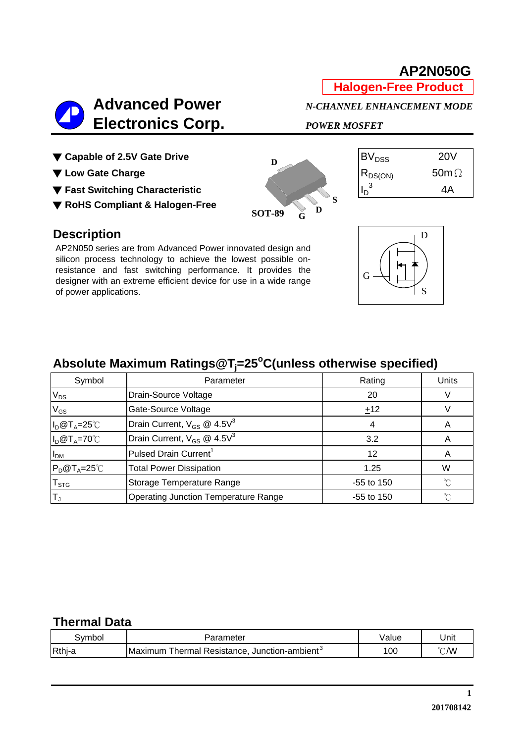# AP2N050G

**Halogen-Free Product**

**Advanced Power Electronics Corp.**

*N-CHANNEL ENHANCEMENT MODE POWER MOSFET*

- ▼ **Capable of 2.5V Gate Drive**
- ▼ **Low Gate Charge**
- ▼ **Fast Switching Characteristic**
- ▼ **RoHS Compliant & Halogen-Free**

| | |
|---|---|
| $BV_{DSS}$ | 20V |
| $R_{DS(ON)}$ | 50mΩ |
| $I_D$[3] | 4A |

## Description

AP2N050 series are from Advanced Power innovated design and silicon process technology to achieve the lowest possible on-resistance and fast switching performance. It provides the designer with an extreme efficient device for use in a wide range of power applications.

## Absolute Maximum Ratings@$T_j$=25°C(unless otherwise specified)

| Symbol | Parameter | Rating | Units |
|---|---|---|---|
| $V_{DS}$ | Drain-Source Voltage | 20 | V |
| $V_{GS}$ | Gate-Source Voltage | ±12 | V |
| $I_D$@$T_A$=25℃ | Drain Current, $V_{GS}$ @ 4.5V[3] | 4 | A |
| $I_D$@$T_A$=70℃ | Drain Current, $V_{GS}$ @ 4.5V[3] | 3.2 | A |
| $I_{DM}$ | Pulsed Drain Current[1] | 12 | A |
| $P_D$@$T_A$=25℃ | Total Power Dissipation | 1.25 | W |
| $T_{STG}$ | Storage Temperature Range | -55 to 150 | ℃ |
| $T_J$ | Operating Junction Temperature Range | -55 to 150 | ℃ |

## Thermal Data

| Symbol | Parameter | Value | Unit |
|---|---|---|---|
| Rthj-a | Maximum Thermal Resistance, Junction-ambient[3] | 100 | ℃/W |

201708142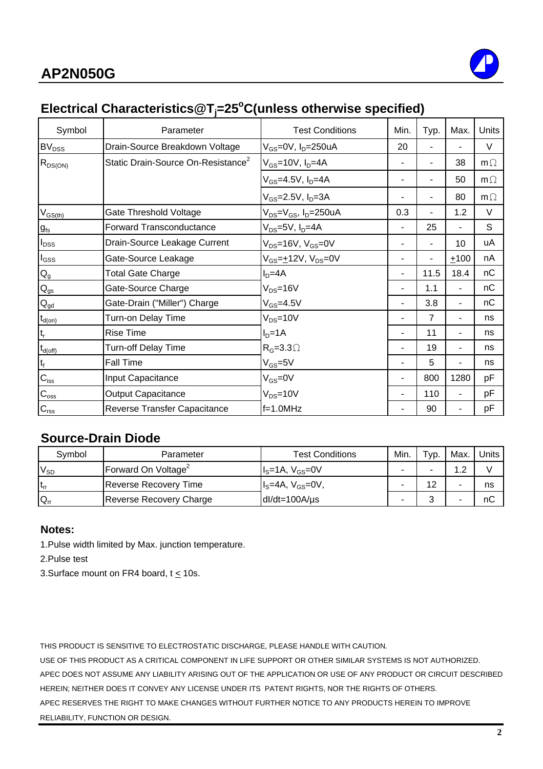## Electrical Characteristics@$T_j$=25°C(unless otherwise specified)

| Symbol | Parameter | Test Conditions | Min. | Typ. | Max. | Units |
|---|---|---|---|---|---|---|
| $BV_{DSS}$ | Drain-Source Breakdown Voltage | $V_{GS}$=0V, $I_D$=250uA | 20 | - | - | V |
| $R_{DS(ON)}$ | Static Drain-Source On-Resistance[2] | $V_{GS}$=10V, $I_D$=4A | - | - | 38 | mΩ |
| | | $V_{GS}$=4.5V, $I_D$=4A | - | - | 50 | mΩ |
| | | $V_{GS}$=2.5V, $I_D$=3A | - | - | 80 | mΩ |
| $V_{GS(th)}$ | Gate Threshold Voltage | $V_{DS}$=$V_{GS}$, $I_D$=250uA | 0.3 | - | 1.2 | V |
| $g_{fs}$ | Forward Transconductance | $V_{DS}$=5V, $I_D$=4A | - | 25 | - | S |
| $I_{DSS}$ | Drain-Source Leakage Current | $V_{DS}$=16V, $V_{GS}$=0V | - | - | 10 | uA |
| $I_{GSS}$ | Gate-Source Leakage | $V_{GS}$=$\pm$12V, $V_{DS}$=0V | - | - | $\pm$100 | nA |
| $Q_g$ | Total Gate Charge | $I_D$=4A | - | 11.5 | 18.4 | nC |
| $Q_{gs}$ | Gate-Source Charge | $V_{DS}$=16V | - | 1.1 | - | nC |
| $Q_{gd}$ | Gate-Drain ("Miller") Charge | $V_{GS}$=4.5V | - | 3.8 | - | nC |
| $t_{d(on)}$ | Turn-on Delay Time | $V_{DS}$=10V | - | 7 | - | ns |
| $t_r$ | Rise Time | $I_D$=1A | - | 11 | - | ns |
| $t_{d(off)}$ | Turn-off Delay Time | $R_G$=3.3Ω | - | 19 | - | ns |
| $t_f$ | Fall Time | $V_{GS}$=5V | - | 5 | - | ns |
| $C_{iss}$ | Input Capacitance | $V_{GS}$=0V | - | 800 | 1280 | pF |
| $C_{oss}$ | Output Capacitance | $V_{DS}$=10V | - | 110 | - | pF |
| $C_{rss}$ | Reverse Transfer Capacitance | f=1.0MHz | - | 90 | - | pF |

## Source-Drain Diode

| Symbol | Parameter | Test Conditions | Min. | Typ. | Max. | Units |
|---|---|---|---|---|---|---|
| $V_{SD}$ | Forward On Voltage[2] | $I_S$=1A, $V_{GS}$=0V | - | - | 1.2 | V |
| $t_{rr}$ | Reverse Recovery Time | $I_S$=4A, $V_{GS}$=0V, | - | 12 | - | ns |
| $Q_{rr}$ | Reverse Recovery Charge | dI/dt=100A/µs | - | 3 | - | nC |

**Notes:**

1.Pulse width limited by Max. junction temperature.

2.Pulse test

3.Surface mount on FR4 board, t $\leq$ 10s.

THIS PRODUCT IS SENSITIVE TO ELECTROSTATIC DISCHARGE, PLEASE HANDLE WITH CAUTION.

USE OF THIS PRODUCT AS A CRITICAL COMPONENT IN LIFE SUPPORT OR OTHER SIMILAR SYSTEMS IS NOT AUTHORIZED.

APEC DOES NOT ASSUME ANY LIABILITY ARISING OUT OF THE APPLICATION OR USE OF ANY PRODUCT OR CIRCUIT DESCRIBED HEREIN; NEITHER DOES IT CONVEY ANY LICENSE UNDER ITS PATENT RIGHTS, NOR THE RIGHTS OF OTHERS.

APEC RESERVES THE RIGHT TO MAKE CHANGES WITHOUT FURTHER NOTICE TO ANY PRODUCTS HEREIN TO IMPROVE RELIABILITY, FUNCTION OR DESIGN.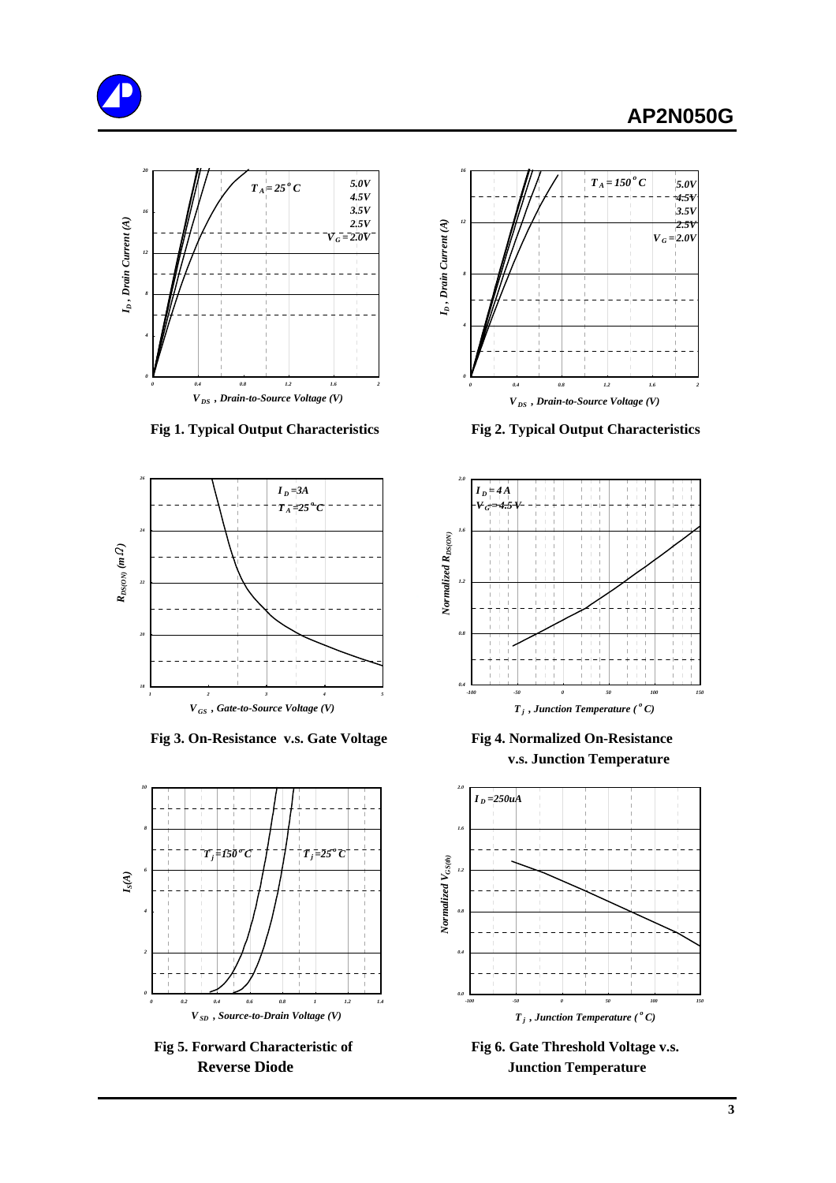Fig 1. Typical Output Characteristics

Fig 2. Typical Output Characteristics

Fig 3. On-Resistance v.s. Gate Voltage

Fig 4. Normalized On-Resistance v.s. Junction Temperature

Fig 5. Forward Characteristic of Reverse Diode

Fig 6. Gate Threshold Voltage v.s. Junction Temperature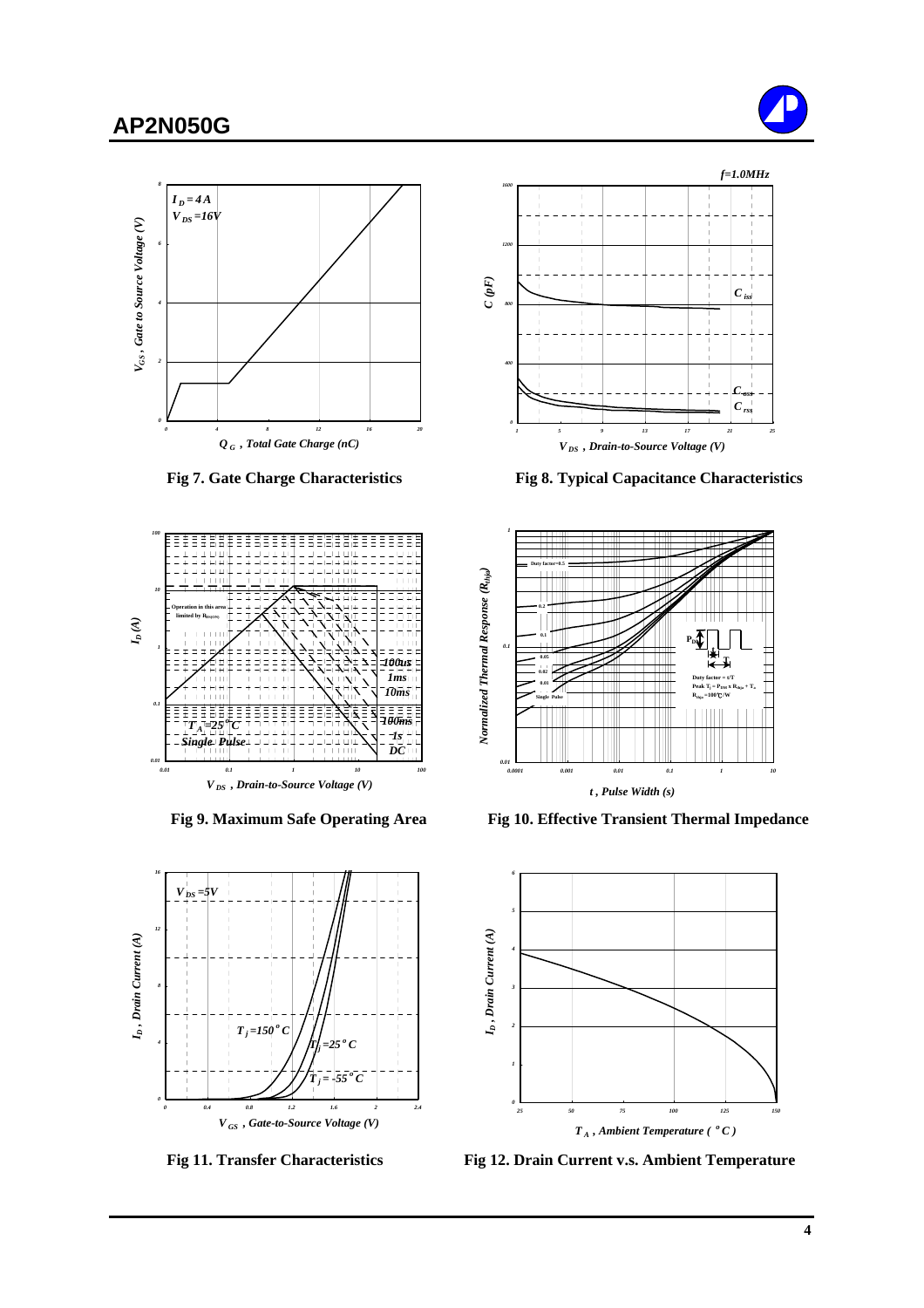Fig 7. Gate Charge Characteristics

Fig 8. Typical Capacitance Characteristics

Fig 9. Maximum Safe Operating Area

Fig 10. Effective Transient Thermal Impedance

Fig 11. Transfer Characteristics

Fig 12. Drain Current v.s. Ambient Temperature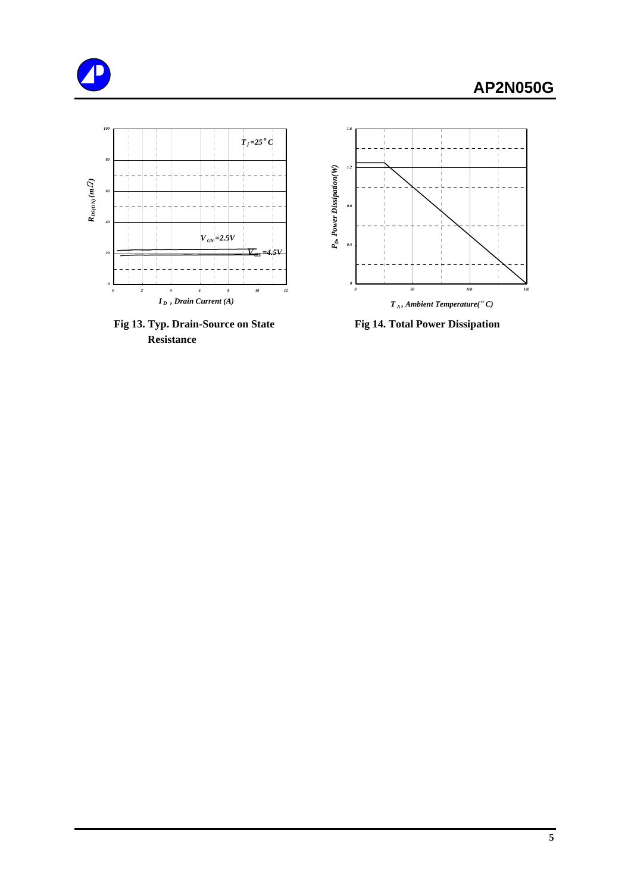Fig 13. Typ. Drain-Source on State Resistance

Fig 14. Total Power Dissipation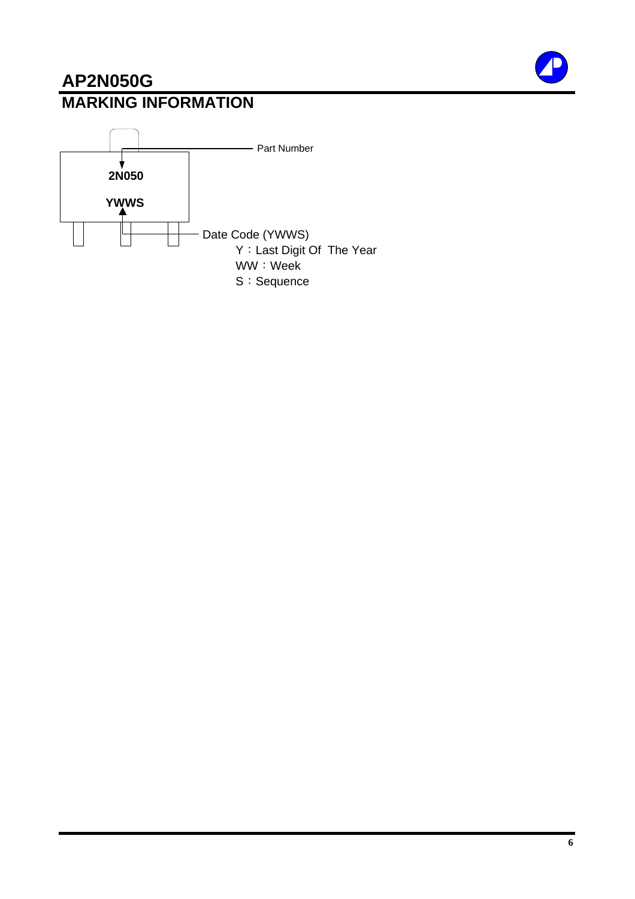# AP2N050G

## MARKING INFORMATION

2N050

YWWS

Part Number

Date Code (YWWS)

Y：Last Digit Of The Year

WW：Week

S：Sequence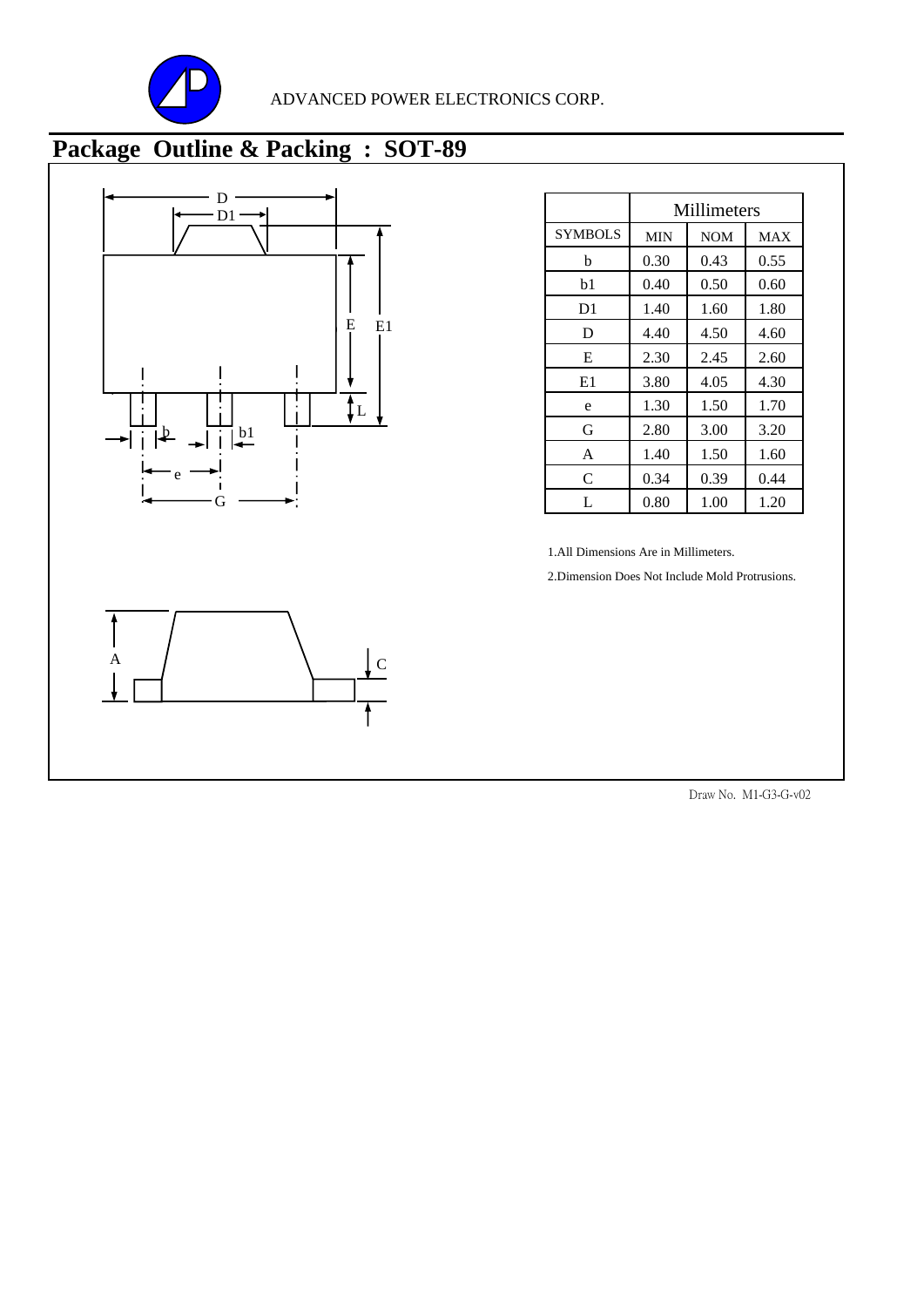ADVANCED POWER ELECTRONICS CORP.

# Package Outline & Packing : SOT-89

| SYMBOLS | Millimeters MIN | NOM | MAX |
|---|---|---|---|
| b | 0.30 | 0.43 | 0.55 |
| b1 | 0.40 | 0.50 | 0.60 |
| D1 | 1.40 | 1.60 | 1.80 |
| D | 4.40 | 4.50 | 4.60 |
| E | 2.30 | 2.45 | 2.60 |
| E1 | 3.80 | 4.05 | 4.30 |
| e | 1.30 | 1.50 | 1.70 |
| G | 2.80 | 3.00 | 3.20 |
| A | 1.40 | 1.50 | 1.60 |
| C | 0.34 | 0.39 | 0.44 |
| L | 0.80 | 1.00 | 1.20 |

1.All Dimensions Are in Millimeters.

2.Dimension Does Not Include Mold Protrusions.

Draw No. M1-G3-G-v02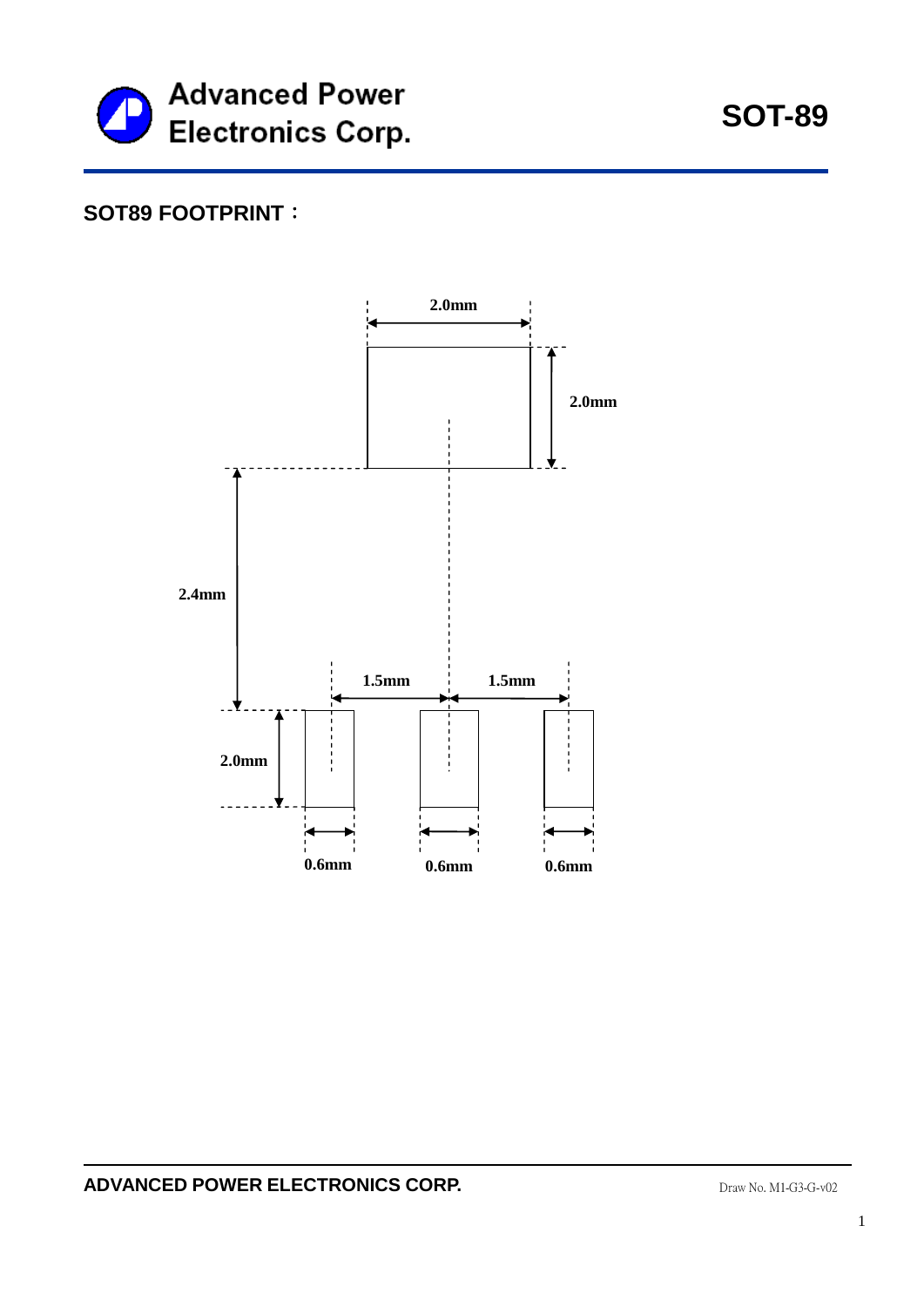## SOT89 FOOTPRINT：

2.0mm

2.0mm

2.4mm

1.5mm

1.5mm

2.0mm

0.6mm

0.6mm

0.6mm

ADVANCED POWER ELECTRONICS CORP.

Draw No. M1-G3-G-v02